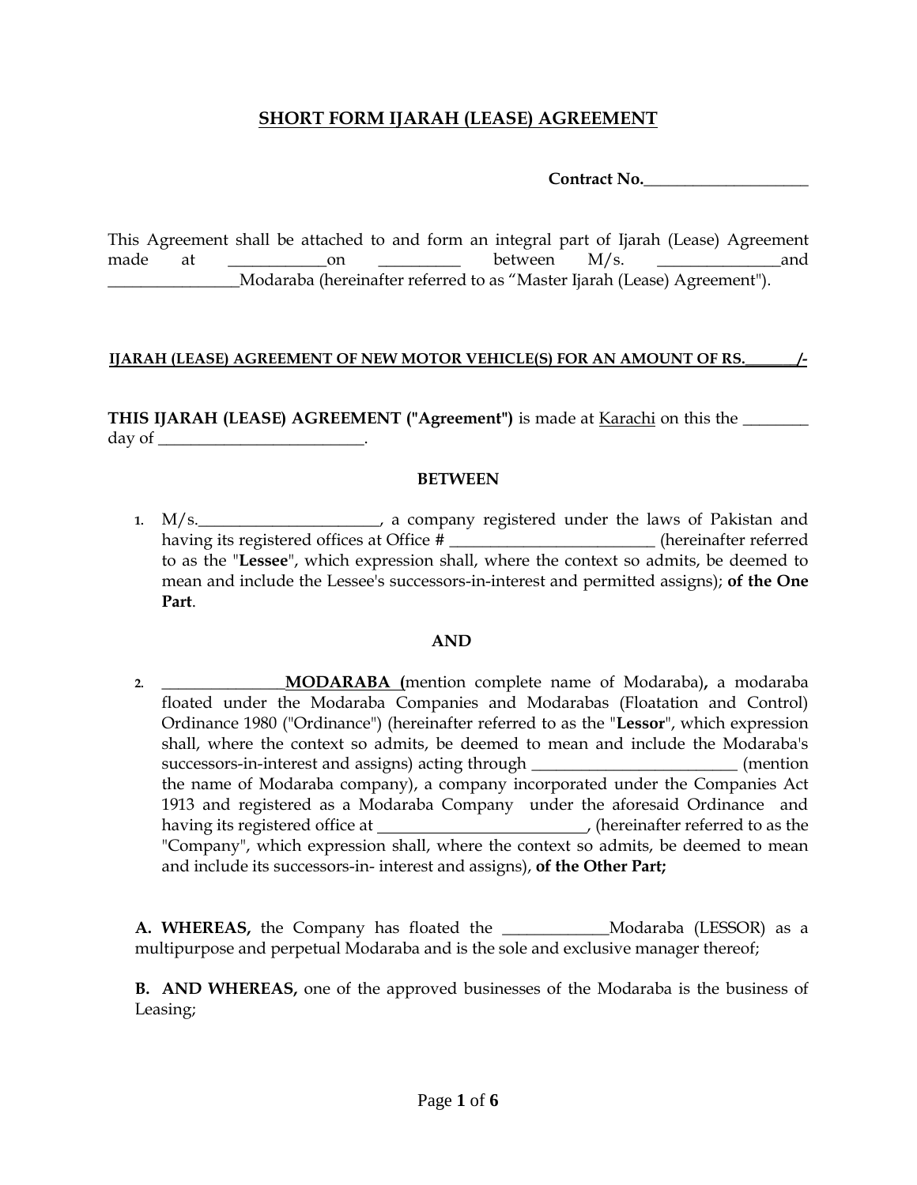# SHORT FORM IJARAH (LEASE) AGREEMENT

**Contract No.____________________**

This Agreement shall be attached to and form an integral part of Ijarah (Lease) Agreement made at ____________on __________ between M/s. _______________and ________________Modaraba (hereinafter referred to as "Master Ijarah (Lease) Agreement").

**IJARAH (LEASE) AGREEMENT OF NEW MOTOR VEHICLE(S) FOR AN AMOUNT OF RS._______/-**

**THIS IJARAH (LEASE) AGREEMENT ("Agreement")** is made at Karachi on this the ________ day of __________________________.

**BETWEEN**

1. M/s.______________________, a company registered under the laws of Pakistan and having its registered offices at Office # _________________________ (hereinafter referred to as the "**Lessee**", which expression shall, where the context so admits, be deemed to mean and include the Lessee's successors-in-interest and permitted assigns); **of the One Part**.

**AND**

2. _______________**MODARABA (**mention complete name of Modaraba)**,** a modaraba floated under the Modaraba Companies and Modarabas (Floatation and Control) Ordinance 1980 ("Ordinance") (hereinafter referred to as the "**Lessor**", which expression shall, where the context so admits, be deemed to mean and include the Modaraba's successors-in-interest and assigns) acting through _________________________ (mention the name of Modaraba company), a company incorporated under the Companies Act 1913 and registered as a Modaraba Company under the aforesaid Ordinance and having its registered office at __________________________, (hereinafter referred to as the "Company", which expression shall, where the context so admits, be deemed to mean and include its successors-in- interest and assigns), **of the Other Part;**

**A. WHEREAS,** the Company has floated the _____________Modaraba (LESSOR) as a multipurpose and perpetual Modaraba and is the sole and exclusive manager thereof;

**B. AND WHEREAS,** one of the approved businesses of the Modaraba is the business of Leasing;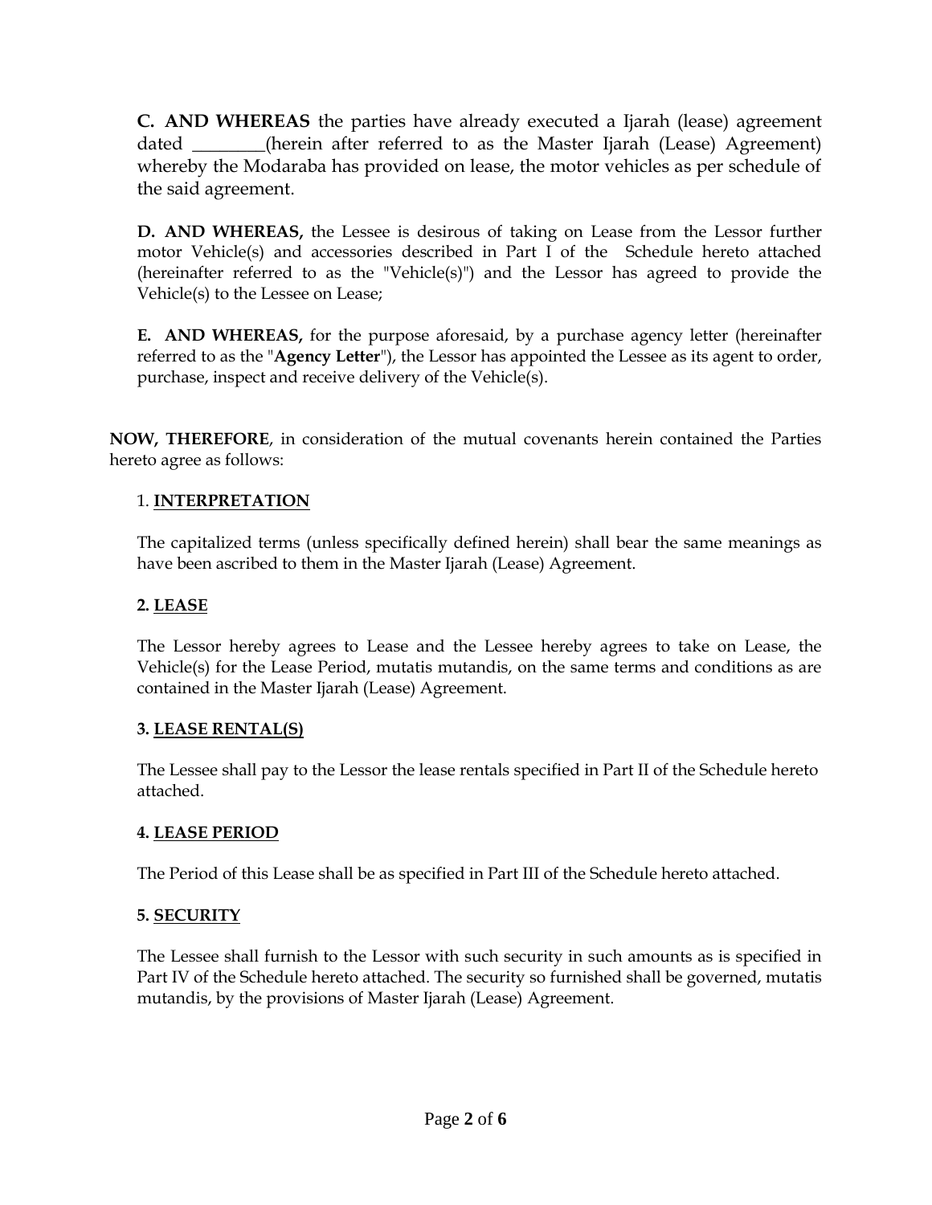**C. AND WHEREAS** the parties have already executed a Ijarah (lease) agreement dated ________(herein after referred to as the Master Ijarah (Lease) Agreement) whereby the Modaraba has provided on lease, the motor vehicles as per schedule of the said agreement.

**D. AND WHEREAS,** the Lessee is desirous of taking on Lease from the Lessor further motor Vehicle(s) and accessories described in Part I of the Schedule hereto attached (hereinafter referred to as the "Vehicle(s)") and the Lessor has agreed to provide the Vehicle(s) to the Lessee on Lease;

**E. AND WHEREAS,** for the purpose aforesaid, by a purchase agency letter (hereinafter referred to as the "**Agency Letter**"), the Lessor has appointed the Lessee as its agent to order, purchase, inspect and receive delivery of the Vehicle(s).

**NOW, THEREFORE**, in consideration of the mutual covenants herein contained the Parties hereto agree as follows:

1. **INTERPRETATION**

The capitalized terms (unless specifically defined herein) shall bear the same meanings as have been ascribed to them in the Master Ijarah (Lease) Agreement.

**2. LEASE**

The Lessor hereby agrees to Lease and the Lessee hereby agrees to take on Lease, the Vehicle(s) for the Lease Period, mutatis mutandis, on the same terms and conditions as are contained in the Master Ijarah (Lease) Agreement.

**3. LEASE RENTAL(S)**

The Lessee shall pay to the Lessor the lease rentals specified in Part II of the Schedule hereto attached.

**4. LEASE PERIOD**

The Period of this Lease shall be as specified in Part III of the Schedule hereto attached.

**5. SECURITY**

The Lessee shall furnish to the Lessor with such security in such amounts as is specified in Part IV of the Schedule hereto attached. The security so furnished shall be governed, mutatis mutandis, by the provisions of Master Ijarah (Lease) Agreement.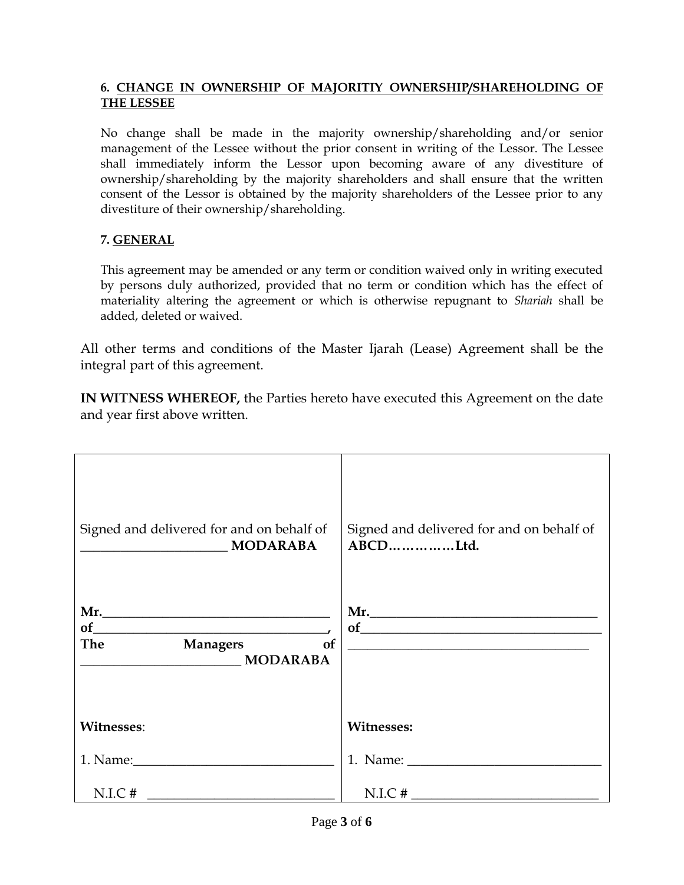**6. CHANGE IN OWNERSHIP OF MAJORITIY OWNERSHIP/SHAREHOLDING OF THE LESSEE**

No change shall be made in the majority ownership/shareholding and/or senior management of the Lessee without the prior consent in writing of the Lessor. The Lessee shall immediately inform the Lessor upon becoming aware of any divestiture of ownership/shareholding by the majority shareholders and shall ensure that the written consent of the Lessor is obtained by the majority shareholders of the Lessee prior to any divestiture of their ownership/shareholding.

**7. GENERAL**

This agreement may be amended or any term or condition waived only in writing executed by persons duly authorized, provided that no term or condition which has the effect of materiality altering the agreement or which is otherwise repugnant to *Shariah* shall be added, deleted or waived.

All other terms and conditions of the Master Ijarah (Lease) Agreement shall be the integral part of this agreement.

**IN WITNESS WHEREOF,** the Parties hereto have executed this Agreement on the date and year first above written.

| | |
|---|---|
| Signed and delivered for and on behalf of ______________________ **MODARABA** | Signed and delivered for and on behalf of **ABCD……………Ltd.** |
| **Mr.**________________________________ **of**__________________________________, **The Managers of** ________________________ **MODARABA** | **Mr.**________________________________ **of**__________________________________ ___________________________________ |
| **Witnesses**: | **Witnesses:** |
| 1. Name:______________________________ | 1. Name: _____________________________ |
| N.I.C # ___________________________ | N.I.C # ___________________________ |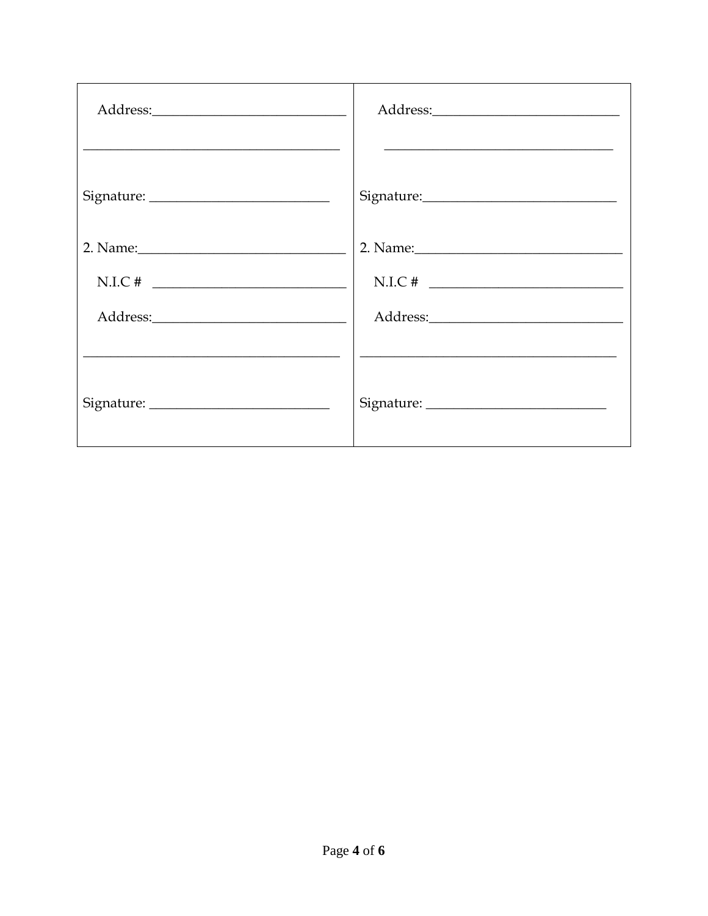| | |
|---|---|
| Address:____________________________ | Address:___________________________ |
| ______________________________________ | __________________________________ |
| Signature: __________________________ | Signature:___________________________ |
| 2. Name:______________________________ | 2. Name:______________________________ |
| N.I.C # ___________________________ | N.I.C # ___________________________ |
| Address:____________________________ | Address:____________________________ |
| ______________________________________ | ______________________________________ |
| Signature: __________________________ | Signature: __________________________ |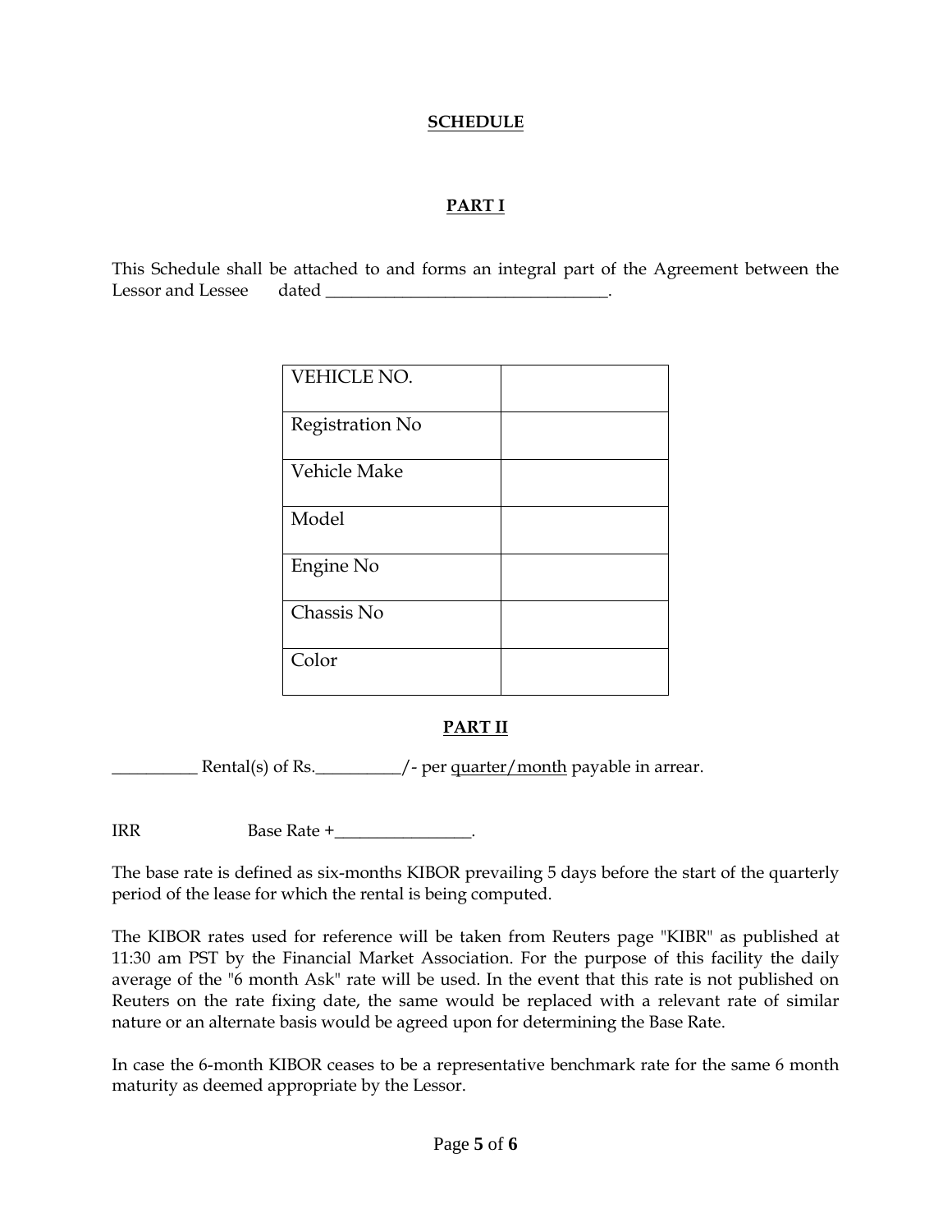# SCHEDULE

## PART I

This Schedule shall be attached to and forms an integral part of the Agreement between the Lessor and Lessee dated _________________________________.

| VEHICLE NO. | |
|---|---|
| Registration No | |
| Vehicle Make | |
| Model | |
| Engine No | |
| Chassis No | |
| Color | |

## PART II

__________ Rental(s) of Rs.__________/- per quarter/month payable in arrear.

IRR Base Rate +________________.

The base rate is defined as six-months KIBOR prevailing 5 days before the start of the quarterly period of the lease for which the rental is being computed.

The KIBOR rates used for reference will be taken from Reuters page "KIBR" as published at 11:30 am PST by the Financial Market Association. For the purpose of this facility the daily average of the "6 month Ask" rate will be used. In the event that this rate is not published on Reuters on the rate fixing date, the same would be replaced with a relevant rate of similar nature or an alternate basis would be agreed upon for determining the Base Rate.

In case the 6-month KIBOR ceases to be a representative benchmark rate for the same 6 month maturity as deemed appropriate by the Lessor.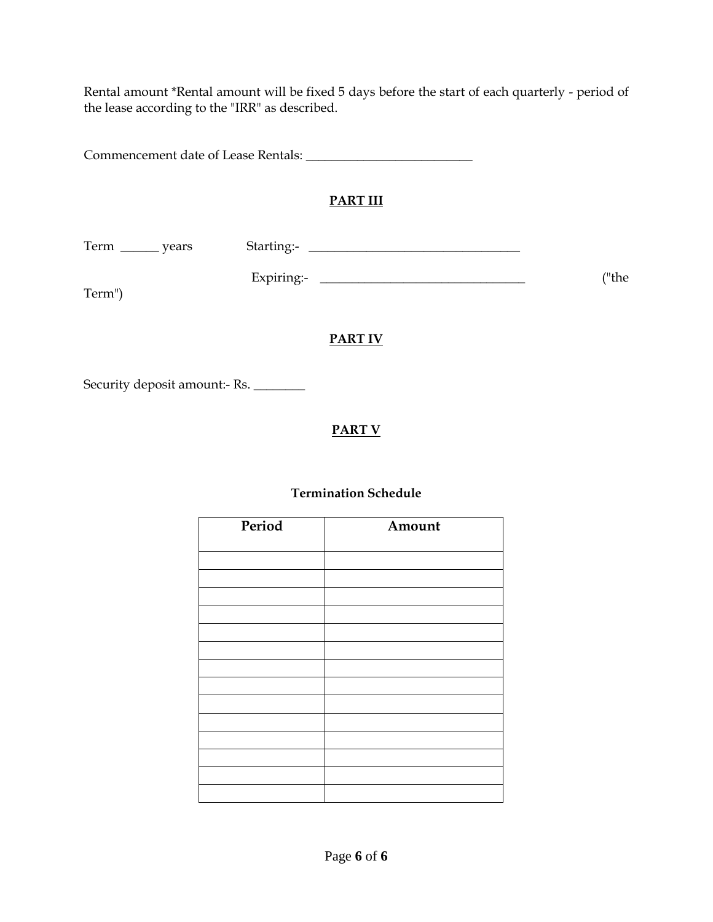Rental amount *Rental amount will be fixed 5 days before the start of each quarterly - period of the lease according to the "IRR" as described.

Commencement date of Lease Rentals: __________________________

**PART III**

Term ______ years Starting:- __________________________________

Expiring:- ________________________________ ("the Term")

**PART IV**

Security deposit amount:- Rs. ________

**PART V**

**Termination Schedule**

| Period | Amount |
|---|---|
| | |
| | |
| | |
| | |
| | |
| | |
| | |
| | |
| | |
| | |
| | |
| | |
| | |
| | |